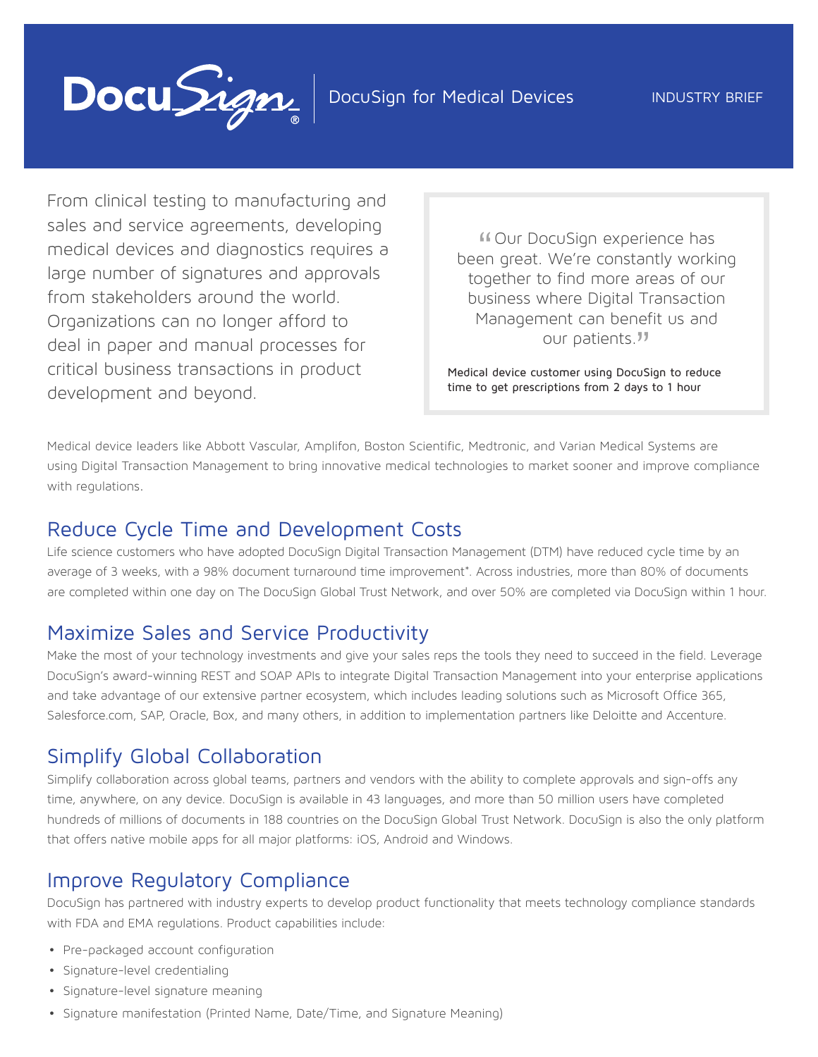# DocuSign for Medical Devices

INDUSTRY BRIEF

From clinical testing to manufacturing and sales and service agreements, developing medical devices and diagnostics requires a large number of signatures and approvals from stakeholders around the world. Organizations can no longer afford to deal in paper and manual processes for critical business transactions in product development and beyond.

> "Our DocuSign experience has been great. We're constantly working together to find more areas of our business where Digital Transaction Management can benefit us and our patients."
>
> Medical device customer using DocuSign to reduce time to get prescriptions from 2 days to 1 hour

Medical device leaders like Abbott Vascular, Amplifon, Boston Scientific, Medtronic, and Varian Medical Systems are using Digital Transaction Management to bring innovative medical technologies to market sooner and improve compliance with regulations.

## Reduce Cycle Time and Development Costs

Life science customers who have adopted DocuSign Digital Transaction Management (DTM) have reduced cycle time by an average of 3 weeks, with a 98% document turnaround time improvement*. Across industries, more than 80% of documents are completed within one day on The DocuSign Global Trust Network, and over 50% are completed via DocuSign within 1 hour.

## Maximize Sales and Service Productivity

Make the most of your technology investments and give your sales reps the tools they need to succeed in the field. Leverage DocuSign's award-winning REST and SOAP APIs to integrate Digital Transaction Management into your enterprise applications and take advantage of our extensive partner ecosystem, which includes leading solutions such as Microsoft Office 365, Salesforce.com, SAP, Oracle, Box, and many others, in addition to implementation partners like Deloitte and Accenture.

## Simplify Global Collaboration

Simplify collaboration across global teams, partners and vendors with the ability to complete approvals and sign-offs any time, anywhere, on any device. DocuSign is available in 43 languages, and more than 50 million users have completed hundreds of millions of documents in 188 countries on the DocuSign Global Trust Network. DocuSign is also the only platform that offers native mobile apps for all major platforms: iOS, Android and Windows.

## Improve Regulatory Compliance

DocuSign has partnered with industry experts to develop product functionality that meets technology compliance standards with FDA and EMA regulations. Product capabilities include:

- Pre-packaged account configuration
- Signature-level credentialing
- Signature-level signature meaning
- Signature manifestation (Printed Name, Date/Time, and Signature Meaning)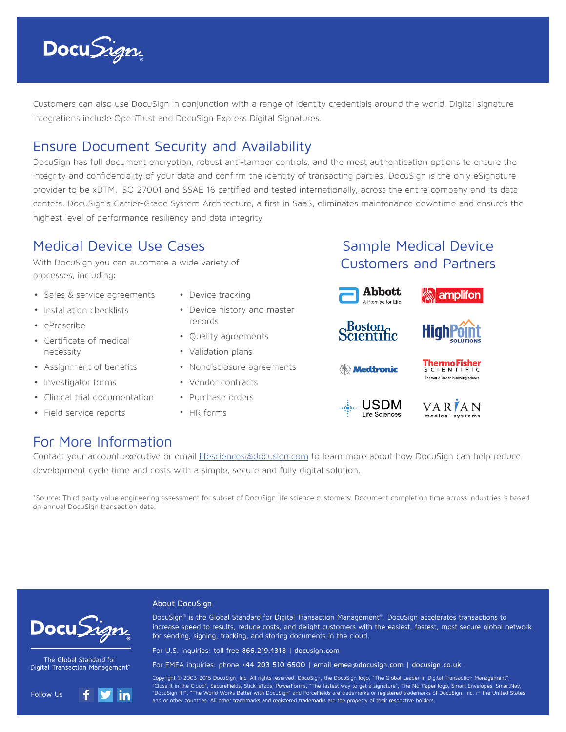Customers can also use DocuSign in conjunction with a range of identity credentials around the world. Digital signature integrations include OpenTrust and DocuSign Express Digital Signatures.

## Ensure Document Security and Availability

DocuSign has full document encryption, robust anti-tamper controls, and the most authentication options to ensure the integrity and confidentiality of your data and confirm the identity of transacting parties. DocuSign is the only eSignature provider to be xDTM, ISO 27001 and SSAE 16 certified and tested internationally, across the entire company and its data centers. DocuSign's Carrier-Grade System Architecture, a first in SaaS, eliminates maintenance downtime and ensures the highest level of performance resiliency and data integrity.

## Medical Device Use Cases

With DocuSign you can automate a wide variety of processes, including:

- Sales & service agreements
- Installation checklists
- ePrescribe
- Certificate of medical necessity
- Assignment of benefits
- Investigator forms
- Clinical trial documentation
- Field service reports
- Device tracking
- Device history and master records
- Quality agreements
- Validation plans
- Nondisclosure agreements
- Vendor contracts
- Purchase orders
- HR forms

## Sample Medical Device Customers and Partners

Abbott — A Promise for Life
amplifon
Boston Scientific
HighPoint Solutions
Medtronic
ThermoFisher Scientific — The world leader in serving science
USDM Life Sciences
Varian medical systems

## For More Information

Contact your account executive or email lifesciences@docusign.com to learn more about how DocuSign can help reduce development cycle time and costs with a simple, secure and fully digital solution.

*Source: Third party value engineering assessment for subset of DocuSign life science customers. Document completion time across industries is based on annual DocuSign transaction data.

DocuSign

The Global Standard for Digital Transaction Management®

Follow Us

### About DocuSign

DocuSign® is the Global Standard for Digital Transaction Management®. DocuSign accelerates transactions to increase speed to results, reduce costs, and delight customers with the easiest, fastest, most secure global network for sending, signing, tracking, and storing documents in the cloud.

For U.S. inquiries: toll free 866.219.4318 | docusign.com

For EMEA inquiries: phone +44 203 510 6500 | email emea@docusign.com | docusign.co.uk

Copyright © 2003-2015 DocuSign, Inc. All rights reserved. DocuSign, the DocuSign logo, "The Global Leader in Digital Transaction Management", "Close it in the Cloud", SecureFields, Stick-eTabs, PowerForms, "The fastest way to get a signature", The No-Paper logo, Smart Envelopes, SmartNav, "DocuSign It!", "The World Works Better with DocuSign" and ForceFields are trademarks or registered trademarks of DocuSign, Inc. in the United States and or other countries. All other trademarks and registered trademarks are the property of their respective holders.